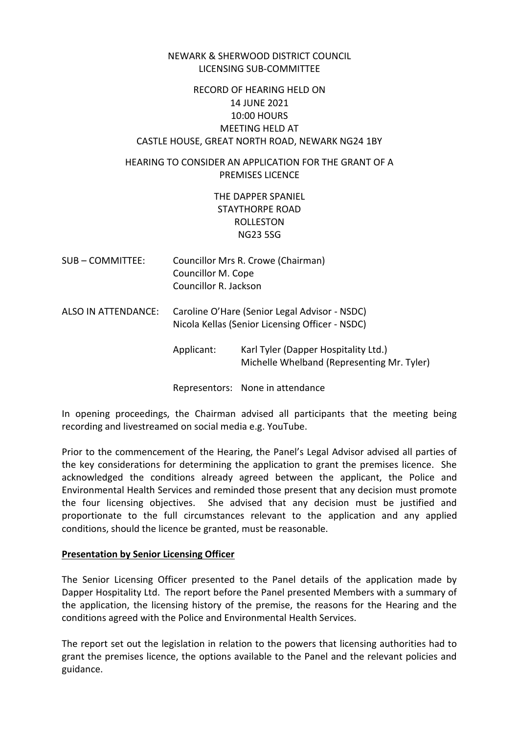NEWARK & SHERWOOD DISTRICT COUNCIL
LICENSING SUB-COMMITTEE

RECORD OF HEARING HELD ON
14 JUNE 2021
10:00 HOURS
MEETING HELD AT
CASTLE HOUSE, GREAT NORTH ROAD, NEWARK NG24 1BY

HEARING TO CONSIDER AN APPLICATION FOR THE GRANT OF A PREMISES LICENCE

THE DAPPER SPANIEL
STAYTHORPE ROAD
ROLLESTON
NG23 5SG

SUB – COMMITTEE: Councillor Mrs R. Crowe (Chairman)
Councillor M. Cope
Councillor R. Jackson

ALSO IN ATTENDANCE: Caroline O'Hare (Senior Legal Advisor - NSDC)
Nicola Kellas (Senior Licensing Officer - NSDC)

Applicant: Karl Tyler (Dapper Hospitality Ltd.)
Michelle Whelband (Representing Mr. Tyler)

Representors: None in attendance

In opening proceedings, the Chairman advised all participants that the meeting being recording and livestreamed on social media e.g. YouTube.

Prior to the commencement of the Hearing, the Panel's Legal Advisor advised all parties of the key considerations for determining the application to grant the premises licence. She acknowledged the conditions already agreed between the applicant, the Police and Environmental Health Services and reminded those present that any decision must promote the four licensing objectives. She advised that any decision must be justified and proportionate to the full circumstances relevant to the application and any applied conditions, should the licence be granted, must be reasonable.

**Presentation by Senior Licensing Officer**

The Senior Licensing Officer presented to the Panel details of the application made by Dapper Hospitality Ltd. The report before the Panel presented Members with a summary of the application, the licensing history of the premise, the reasons for the Hearing and the conditions agreed with the Police and Environmental Health Services.

The report set out the legislation in relation to the powers that licensing authorities had to grant the premises licence, the options available to the Panel and the relevant policies and guidance.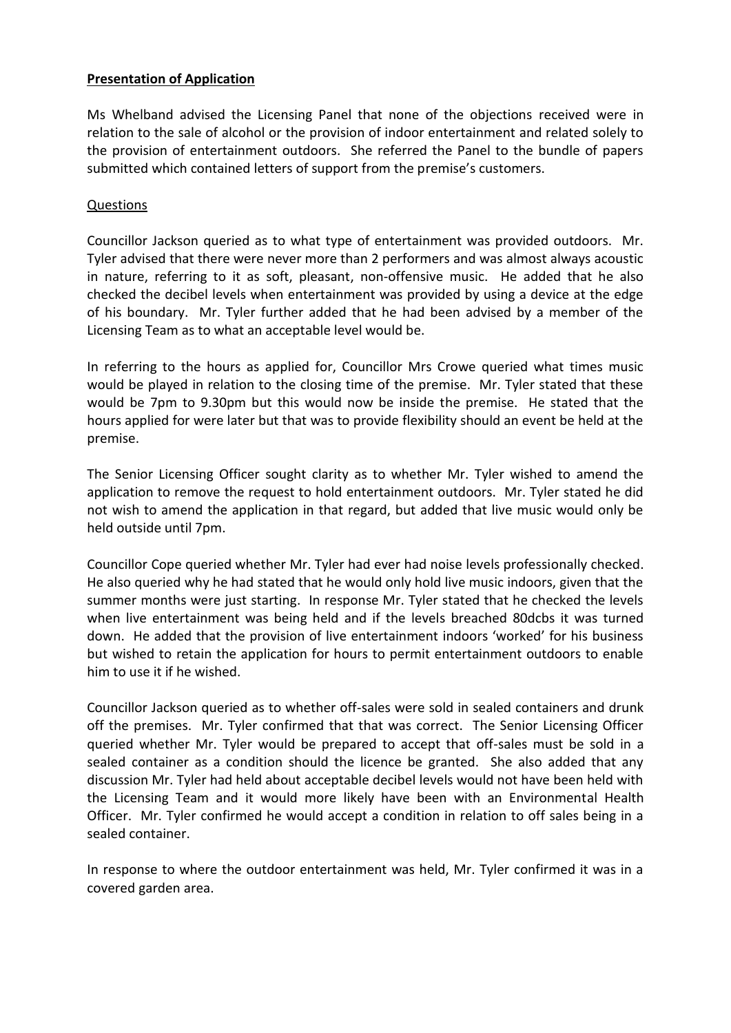**Presentation of Application**

Ms Whelband advised the Licensing Panel that none of the objections received were in relation to the sale of alcohol or the provision of indoor entertainment and related solely to the provision of entertainment outdoors. She referred the Panel to the bundle of papers submitted which contained letters of support from the premise's customers.

Questions

Councillor Jackson queried as to what type of entertainment was provided outdoors. Mr. Tyler advised that there were never more than 2 performers and was almost always acoustic in nature, referring to it as soft, pleasant, non-offensive music. He added that he also checked the decibel levels when entertainment was provided by using a device at the edge of his boundary. Mr. Tyler further added that he had been advised by a member of the Licensing Team as to what an acceptable level would be.

In referring to the hours as applied for, Councillor Mrs Crowe queried what times music would be played in relation to the closing time of the premise. Mr. Tyler stated that these would be 7pm to 9.30pm but this would now be inside the premise. He stated that the hours applied for were later but that was to provide flexibility should an event be held at the premise.

The Senior Licensing Officer sought clarity as to whether Mr. Tyler wished to amend the application to remove the request to hold entertainment outdoors. Mr. Tyler stated he did not wish to amend the application in that regard, but added that live music would only be held outside until 7pm.

Councillor Cope queried whether Mr. Tyler had ever had noise levels professionally checked. He also queried why he had stated that he would only hold live music indoors, given that the summer months were just starting. In response Mr. Tyler stated that he checked the levels when live entertainment was being held and if the levels breached 80dcbs it was turned down. He added that the provision of live entertainment indoors 'worked' for his business but wished to retain the application for hours to permit entertainment outdoors to enable him to use it if he wished.

Councillor Jackson queried as to whether off-sales were sold in sealed containers and drunk off the premises. Mr. Tyler confirmed that that was correct. The Senior Licensing Officer queried whether Mr. Tyler would be prepared to accept that off-sales must be sold in a sealed container as a condition should the licence be granted. She also added that any discussion Mr. Tyler had held about acceptable decibel levels would not have been held with the Licensing Team and it would more likely have been with an Environmental Health Officer. Mr. Tyler confirmed he would accept a condition in relation to off sales being in a sealed container.

In response to where the outdoor entertainment was held, Mr. Tyler confirmed it was in a covered garden area.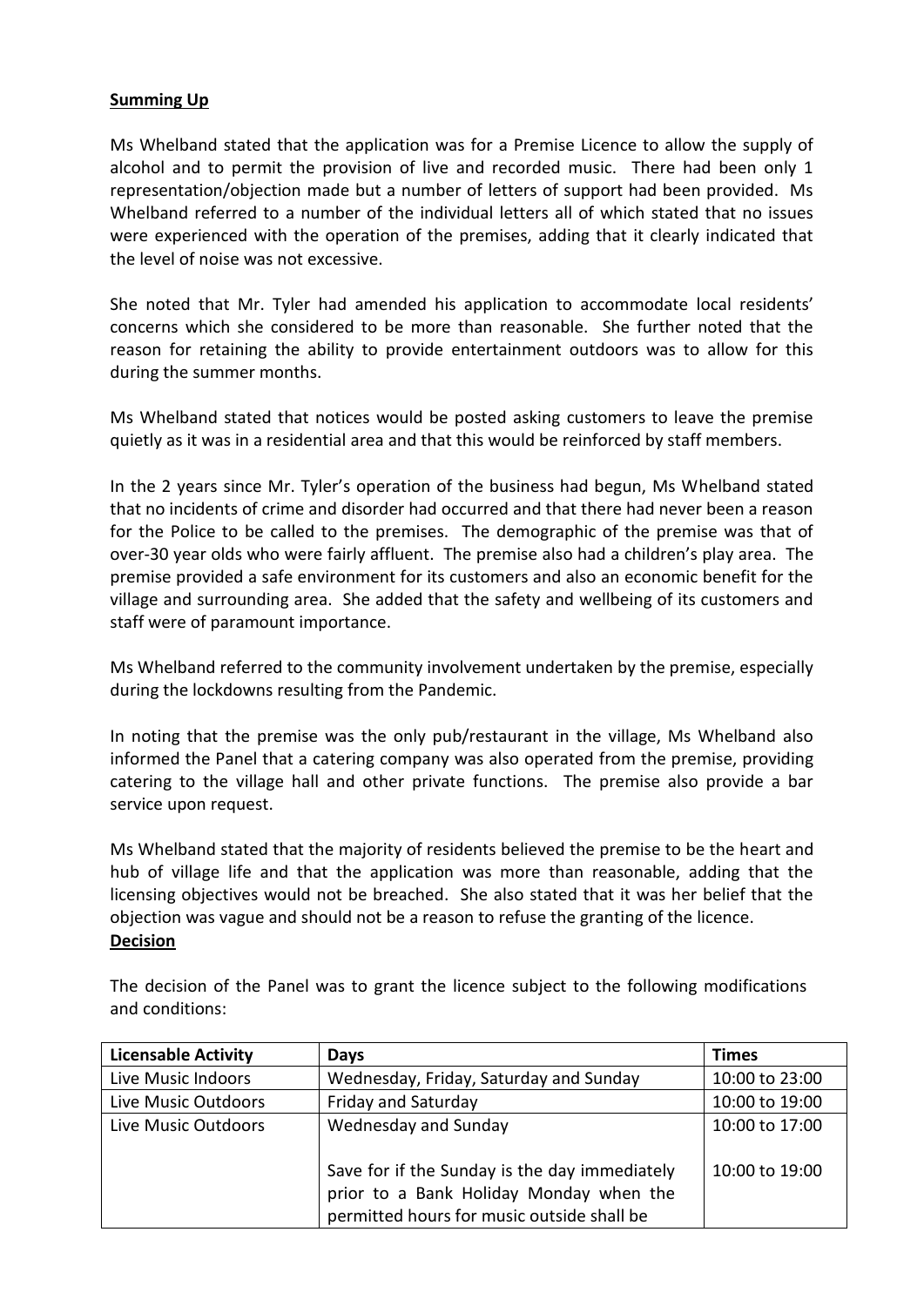**Summing Up**

Ms Whelband stated that the application was for a Premise Licence to allow the supply of alcohol and to permit the provision of live and recorded music. There had been only 1 representation/objection made but a number of letters of support had been provided. Ms Whelband referred to a number of the individual letters all of which stated that no issues were experienced with the operation of the premises, adding that it clearly indicated that the level of noise was not excessive.

She noted that Mr. Tyler had amended his application to accommodate local residents' concerns which she considered to be more than reasonable. She further noted that the reason for retaining the ability to provide entertainment outdoors was to allow for this during the summer months.

Ms Whelband stated that notices would be posted asking customers to leave the premise quietly as it was in a residential area and that this would be reinforced by staff members.

In the 2 years since Mr. Tyler's operation of the business had begun, Ms Whelband stated that no incidents of crime and disorder had occurred and that there had never been a reason for the Police to be called to the premises. The demographic of the premise was that of over-30 year olds who were fairly affluent. The premise also had a children's play area. The premise provided a safe environment for its customers and also an economic benefit for the village and surrounding area. She added that the safety and wellbeing of its customers and staff were of paramount importance.

Ms Whelband referred to the community involvement undertaken by the premise, especially during the lockdowns resulting from the Pandemic.

In noting that the premise was the only pub/restaurant in the village, Ms Whelband also informed the Panel that a catering company was also operated from the premise, providing catering to the village hall and other private functions. The premise also provide a bar service upon request.

Ms Whelband stated that the majority of residents believed the premise to be the heart and hub of village life and that the application was more than reasonable, adding that the licensing objectives would not be breached. She also stated that it was her belief that the objection was vague and should not be a reason to refuse the granting of the licence.

**Decision**

The decision of the Panel was to grant the licence subject to the following modifications and conditions:

| Licensable Activity | Days | Times |
|---|---|---|
| Live Music Indoors | Wednesday, Friday, Saturday and Sunday | 10:00 to 23:00 |
| Live Music Outdoors | Friday and Saturday | 10:00 to 19:00 |
| Live Music Outdoors | Wednesday and Sunday<br><br>Save for if the Sunday is the day immediately prior to a Bank Holiday Monday when the permitted hours for music outside shall be | 10:00 to 17:00<br><br>10:00 to 19:00 |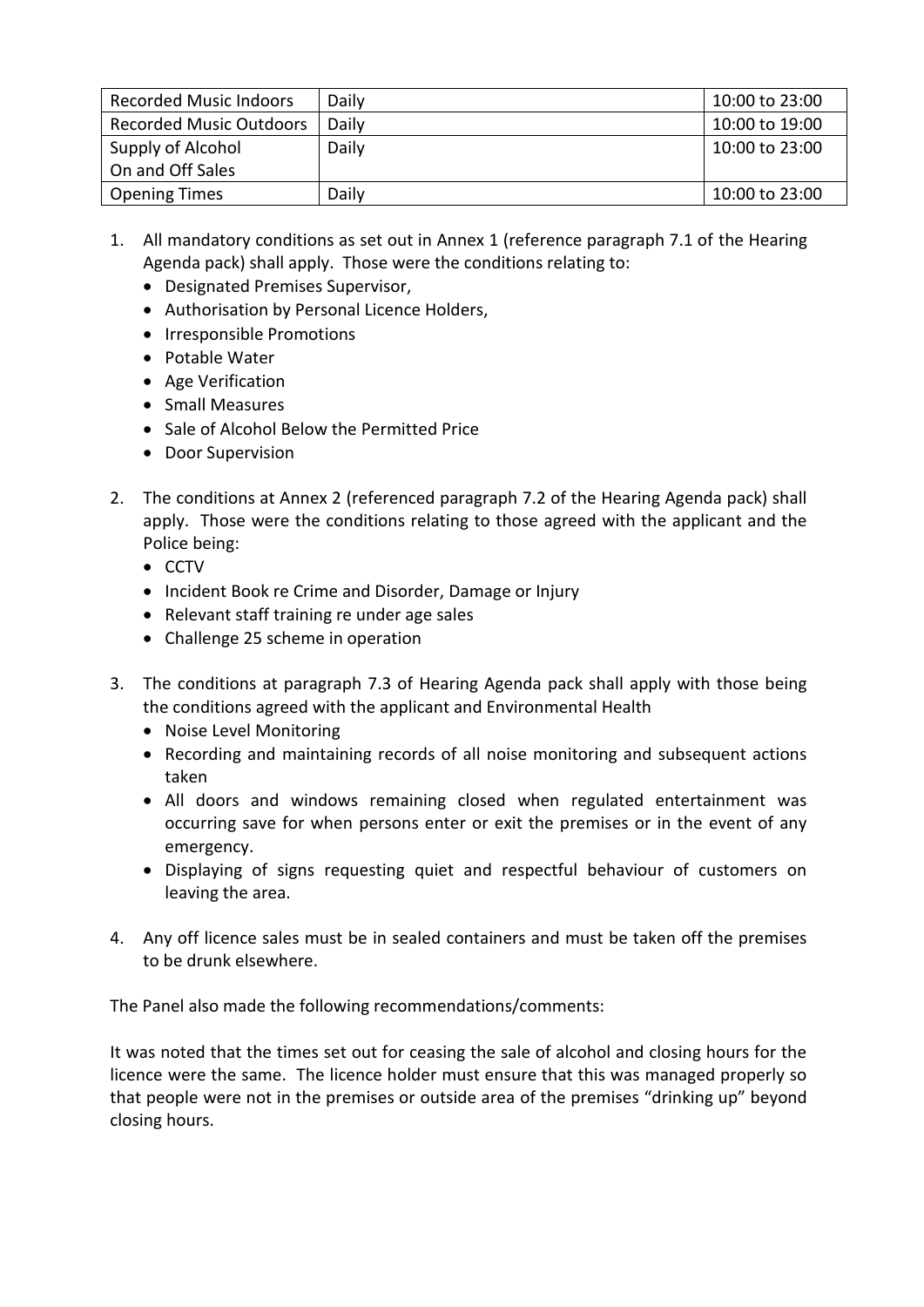| | | |
|---|---|---|
| Recorded Music Indoors | Daily | 10:00 to 23:00 |
| Recorded Music Outdoors | Daily | 10:00 to 19:00 |
| Supply of Alcohol On and Off Sales | Daily | 10:00 to 23:00 |
| Opening Times | Daily | 10:00 to 23:00 |

1. All mandatory conditions as set out in Annex 1 (reference paragraph 7.1 of the Hearing Agenda pack) shall apply. Those were the conditions relating to:
   - Designated Premises Supervisor,
   - Authorisation by Personal Licence Holders,
   - Irresponsible Promotions
   - Potable Water
   - Age Verification
   - Small Measures
   - Sale of Alcohol Below the Permitted Price
   - Door Supervision

2. The conditions at Annex 2 (referenced paragraph 7.2 of the Hearing Agenda pack) shall apply. Those were the conditions relating to those agreed with the applicant and the Police being:
   - CCTV
   - Incident Book re Crime and Disorder, Damage or Injury
   - Relevant staff training re under age sales
   - Challenge 25 scheme in operation

3. The conditions at paragraph 7.3 of Hearing Agenda pack shall apply with those being the conditions agreed with the applicant and Environmental Health
   - Noise Level Monitoring
   - Recording and maintaining records of all noise monitoring and subsequent actions taken
   - All doors and windows remaining closed when regulated entertainment was occurring save for when persons enter or exit the premises or in the event of any emergency.
   - Displaying of signs requesting quiet and respectful behaviour of customers on leaving the area.

4. Any off licence sales must be in sealed containers and must be taken off the premises to be drunk elsewhere.

The Panel also made the following recommendations/comments:

It was noted that the times set out for ceasing the sale of alcohol and closing hours for the licence were the same. The licence holder must ensure that this was managed properly so that people were not in the premises or outside area of the premises "drinking up" beyond closing hours.